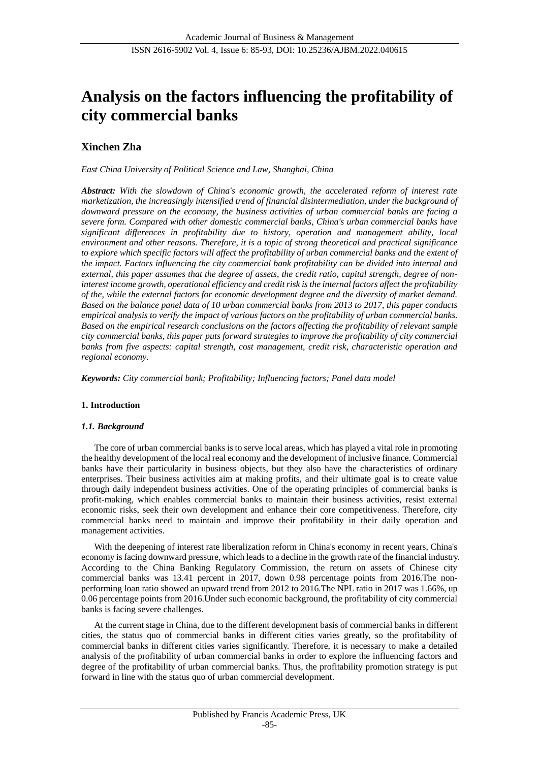# Analysis on the factors influencing the profitability of city commercial banks

**Xinchen Zha**

*East China University of Political Science and Law, Shanghai, China*

***Abstract:*** *With the slowdown of China's economic growth, the accelerated reform of interest rate marketization, the increasingly intensified trend of financial disintermediation, under the background of downward pressure on the economy, the business activities of urban commercial banks are facing a severe form. Compared with other domestic commercial banks, China's urban commercial banks have significant differences in profitability due to history, operation and management ability, local environment and other reasons. Therefore, it is a topic of strong theoretical and practical significance to explore which specific factors will affect the profitability of urban commercial banks and the extent of the impact. Factors influencing the city commercial bank profitability can be divided into internal and external, this paper assumes that the degree of assets, the credit ratio, capital strength, degree of non-interest income growth, operational efficiency and credit risk is the internal factors affect the profitability of the, while the external factors for economic development degree and the diversity of market demand. Based on the balance panel data of 10 urban commercial banks from 2013 to 2017, this paper conducts empirical analysis to verify the impact of various factors on the profitability of urban commercial banks. Based on the empirical research conclusions on the factors affecting the profitability of relevant sample city commercial banks, this paper puts forward strategies to improve the profitability of city commercial banks from five aspects: capital strength, cost management, credit risk, characteristic operation and regional economy.*

***Keywords:*** *City commercial bank; Profitability; Influencing factors; Panel data model*

## 1. Introduction

### *1.1. Background*

The core of urban commercial banks is to serve local areas, which has played a vital role in promoting the healthy development of the local real economy and the development of inclusive finance. Commercial banks have their particularity in business objects, but they also have the characteristics of ordinary enterprises. Their business activities aim at making profits, and their ultimate goal is to create value through daily independent business activities. One of the operating principles of commercial banks is profit-making, which enables commercial banks to maintain their business activities, resist external economic risks, seek their own development and enhance their core competitiveness. Therefore, city commercial banks need to maintain and improve their profitability in their daily operation and management activities.

With the deepening of interest rate liberalization reform in China's economy in recent years, China's economy is facing downward pressure, which leads to a decline in the growth rate of the financial industry. According to the China Banking Regulatory Commission, the return on assets of Chinese city commercial banks was 13.41 percent in 2017, down 0.98 percentage points from 2016.The non-performing loan ratio showed an upward trend from 2012 to 2016.The NPL ratio in 2017 was 1.66%, up 0.06 percentage points from 2016.Under such economic background, the profitability of city commercial banks is facing severe challenges.

At the current stage in China, due to the different development basis of commercial banks in different cities, the status quo of commercial banks in different cities varies greatly, so the profitability of commercial banks in different cities varies significantly. Therefore, it is necessary to make a detailed analysis of the profitability of urban commercial banks in order to explore the influencing factors and degree of the profitability of urban commercial banks. Thus, the profitability promotion strategy is put forward in line with the status quo of urban commercial development.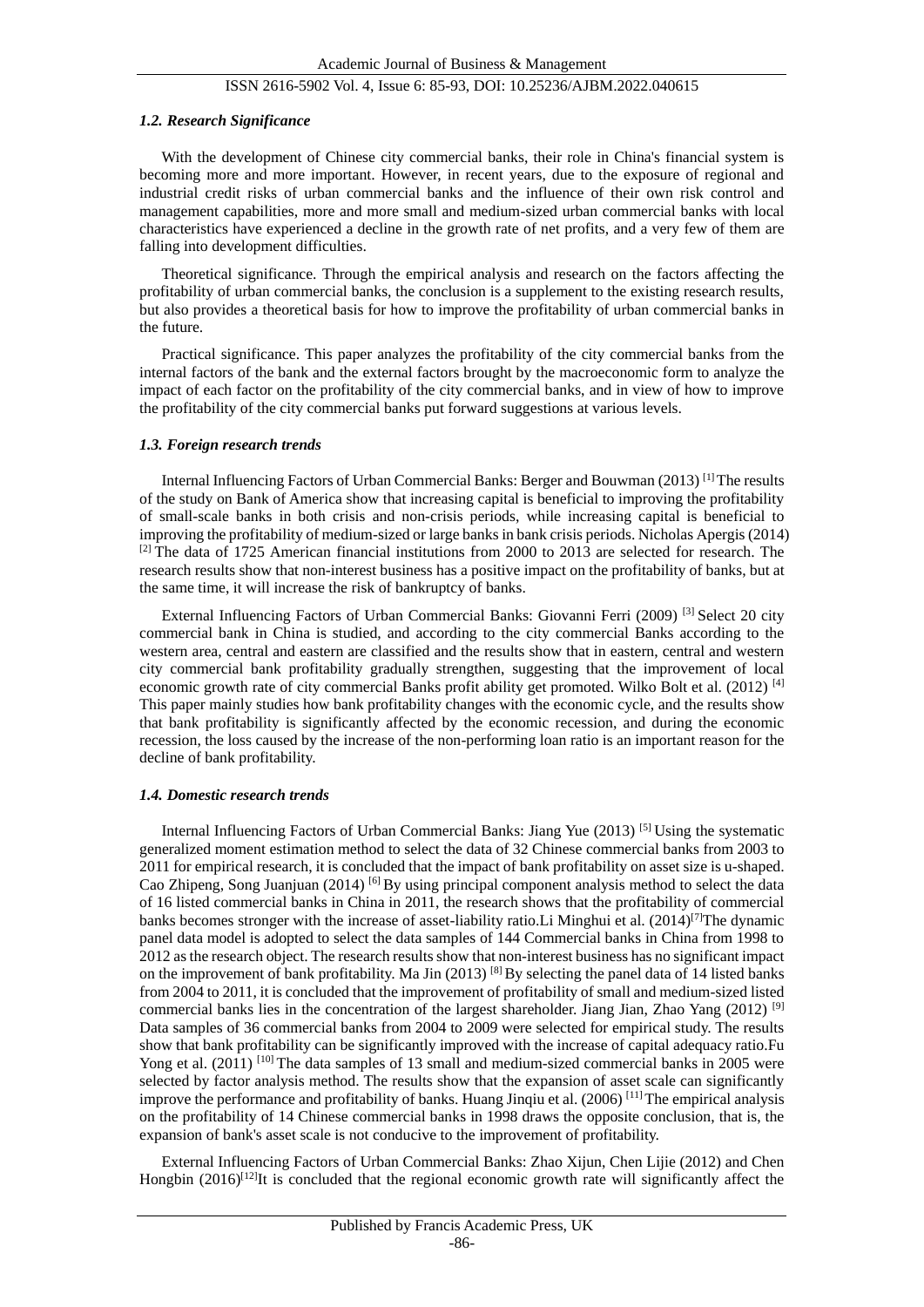### *1.2. Research Significance*

With the development of Chinese city commercial banks, their role in China's financial system is becoming more and more important. However, in recent years, due to the exposure of regional and industrial credit risks of urban commercial banks and the influence of their own risk control and management capabilities, more and more small and medium-sized urban commercial banks with local characteristics have experienced a decline in the growth rate of net profits, and a very few of them are falling into development difficulties.

Theoretical significance. Through the empirical analysis and research on the factors affecting the profitability of urban commercial banks, the conclusion is a supplement to the existing research results, but also provides a theoretical basis for how to improve the profitability of urban commercial banks in the future.

Practical significance. This paper analyzes the profitability of the city commercial banks from the internal factors of the bank and the external factors brought by the macroeconomic form to analyze the impact of each factor on the profitability of the city commercial banks, and in view of how to improve the profitability of the city commercial banks put forward suggestions at various levels.

### *1.3. Foreign research trends*

Internal Influencing Factors of Urban Commercial Banks: Berger and Bouwman (2013) [1] The results of the study on Bank of America show that increasing capital is beneficial to improving the profitability of small-scale banks in both crisis and non-crisis periods, while increasing capital is beneficial to improving the profitability of medium-sized or large banks in bank crisis periods. Nicholas Apergis (2014) [2] The data of 1725 American financial institutions from 2000 to 2013 are selected for research. The research results show that non-interest business has a positive impact on the profitability of banks, but at the same time, it will increase the risk of bankruptcy of banks.

External Influencing Factors of Urban Commercial Banks: Giovanni Ferri (2009) [3] Select 20 city commercial bank in China is studied, and according to the city commercial Banks according to the western area, central and eastern are classified and the results show that in eastern, central and western city commercial bank profitability gradually strengthen, suggesting that the improvement of local economic growth rate of city commercial Banks profit ability get promoted. Wilko Bolt et al. (2012) [4] This paper mainly studies how bank profitability changes with the economic cycle, and the results show that bank profitability is significantly affected by the economic recession, and during the economic recession, the loss caused by the increase of the non-performing loan ratio is an important reason for the decline of bank profitability.

### *1.4. Domestic research trends*

Internal Influencing Factors of Urban Commercial Banks: Jiang Yue (2013) [5] Using the systematic generalized moment estimation method to select the data of 32 Chinese commercial banks from 2003 to 2011 for empirical research, it is concluded that the impact of bank profitability on asset size is u-shaped. Cao Zhipeng, Song Juanjuan (2014) [6] By using principal component analysis method to select the data of 16 listed commercial banks in China in 2011, the research shows that the profitability of commercial banks becomes stronger with the increase of asset-liability ratio.Li Minghui et al. (2014)[7]The dynamic panel data model is adopted to select the data samples of 144 Commercial banks in China from 1998 to 2012 as the research object. The research results show that non-interest business has no significant impact on the improvement of bank profitability. Ma Jin (2013) [8] By selecting the panel data of 14 listed banks from 2004 to 2011, it is concluded that the improvement of profitability of small and medium-sized listed commercial banks lies in the concentration of the largest shareholder. Jiang Jian, Zhao Yang (2012) [9] Data samples of 36 commercial banks from 2004 to 2009 were selected for empirical study. The results show that bank profitability can be significantly improved with the increase of capital adequacy ratio.Fu Yong et al. (2011) [10] The data samples of 13 small and medium-sized commercial banks in 2005 were selected by factor analysis method. The results show that the expansion of asset scale can significantly improve the performance and profitability of banks. Huang Jinqiu et al. (2006) [11] The empirical analysis on the profitability of 14 Chinese commercial banks in 1998 draws the opposite conclusion, that is, the expansion of bank's asset scale is not conducive to the improvement of profitability.

External Influencing Factors of Urban Commercial Banks: Zhao Xijun, Chen Lijie (2012) and Chen Hongbin (2016)[12]It is concluded that the regional economic growth rate will significantly affect the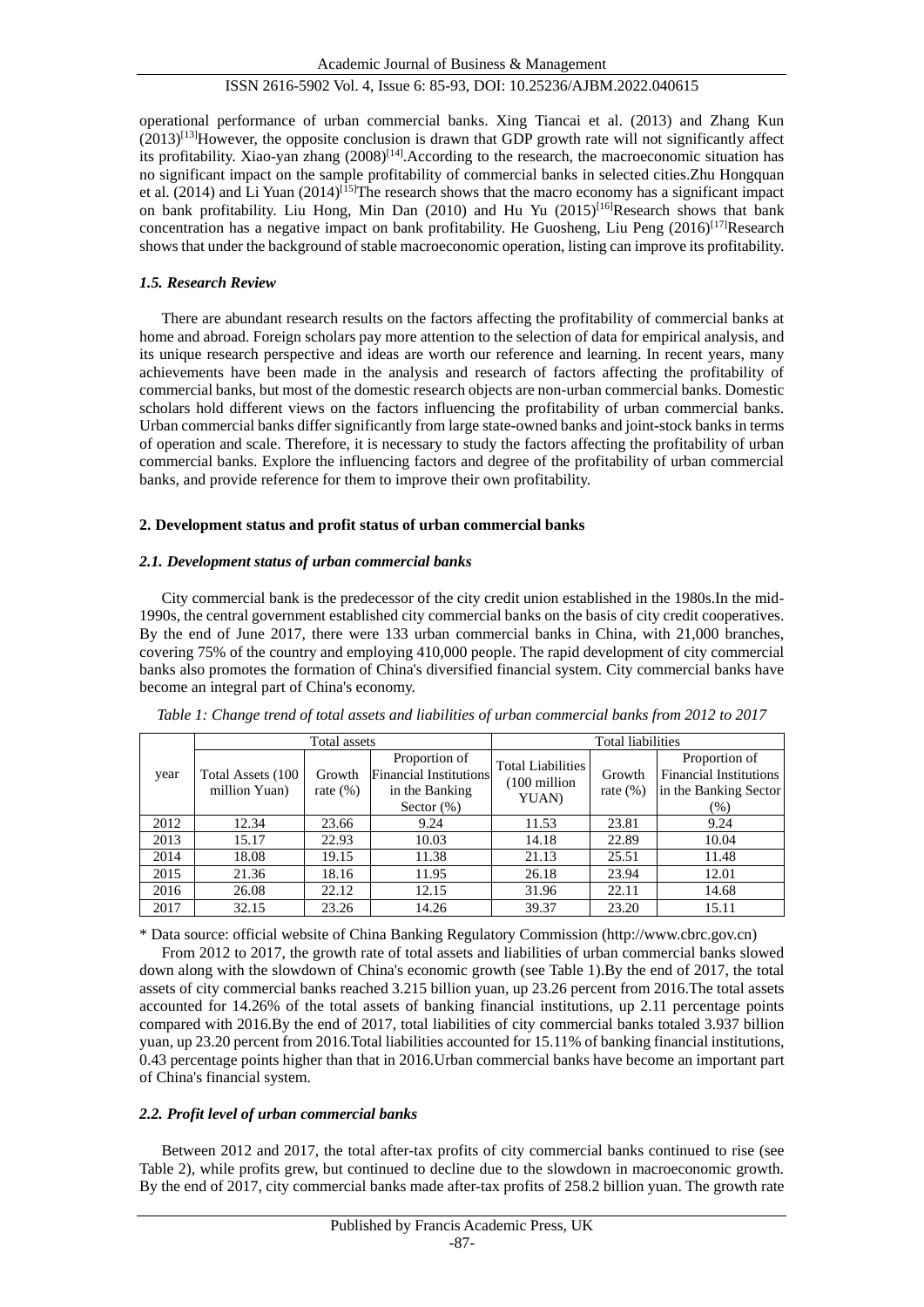operational performance of urban commercial banks. Xing Tiancai et al. (2013) and Zhang Kun (2013)[13]However, the opposite conclusion is drawn that GDP growth rate will not significantly affect its profitability. Xiao-yan zhang (2008)[14].According to the research, the macroeconomic situation has no significant impact on the sample profitability of commercial banks in selected cities.Zhu Hongquan et al. (2014) and Li Yuan (2014)[15]The research shows that the macro economy has a significant impact on bank profitability. Liu Hong, Min Dan (2010) and Hu Yu (2015)[16]Research shows that bank concentration has a negative impact on bank profitability. He Guosheng, Liu Peng (2016)[17]Research shows that under the background of stable macroeconomic operation, listing can improve its profitability.

### *1.5. Research Review*

There are abundant research results on the factors affecting the profitability of commercial banks at home and abroad. Foreign scholars pay more attention to the selection of data for empirical analysis, and its unique research perspective and ideas are worth our reference and learning. In recent years, many achievements have been made in the analysis and research of factors affecting the profitability of commercial banks, but most of the domestic research objects are non-urban commercial banks. Domestic scholars hold different views on the factors influencing the profitability of urban commercial banks. Urban commercial banks differ significantly from large state-owned banks and joint-stock banks in terms of operation and scale. Therefore, it is necessary to study the factors affecting the profitability of urban commercial banks. Explore the influencing factors and degree of the profitability of urban commercial banks, and provide reference for them to improve their own profitability.

## 2. Development status and profit status of urban commercial banks

### *2.1. Development status of urban commercial banks*

City commercial bank is the predecessor of the city credit union established in the 1980s.In the mid-1990s, the central government established city commercial banks on the basis of city credit cooperatives. By the end of June 2017, there were 133 urban commercial banks in China, with 21,000 branches, covering 75% of the country and employing 410,000 people. The rapid development of city commercial banks also promotes the formation of China's diversified financial system. City commercial banks have become an integral part of China's economy.

*Table 1: Change trend of total assets and liabilities of urban commercial banks from 2012 to 2017*

| year | Total assets | | | Total liabilities | | |
|---|---|---|---|---|---|---|
| | Total Assets (100 million Yuan) | Growth rate (%) | Proportion of Financial Institutions in the Banking Sector (%) | Total Liabilities (100 million YUAN) | Growth rate (%) | Proportion of Financial Institutions in the Banking Sector (%) |
| 2012 | 12.34 | 23.66 | 9.24 | 11.53 | 23.81 | 9.24 |
| 2013 | 15.17 | 22.93 | 10.03 | 14.18 | 22.89 | 10.04 |
| 2014 | 18.08 | 19.15 | 11.38 | 21.13 | 25.51 | 11.48 |
| 2015 | 21.36 | 18.16 | 11.95 | 26.18 | 23.94 | 12.01 |
| 2016 | 26.08 | 22.12 | 12.15 | 31.96 | 22.11 | 14.68 |
| 2017 | 32.15 | 23.26 | 14.26 | 39.37 | 23.20 | 15.11 |

\* Data source: official website of China Banking Regulatory Commission (http://www.cbrc.gov.cn)

From 2012 to 2017, the growth rate of total assets and liabilities of urban commercial banks slowed down along with the slowdown of China's economic growth (see Table 1).By the end of 2017, the total assets of city commercial banks reached 3.215 billion yuan, up 23.26 percent from 2016.The total assets accounted for 14.26% of the total assets of banking financial institutions, up 2.11 percentage points compared with 2016.By the end of 2017, total liabilities of city commercial banks totaled 3.937 billion yuan, up 23.20 percent from 2016.Total liabilities accounted for 15.11% of banking financial institutions, 0.43 percentage points higher than that in 2016.Urban commercial banks have become an important part of China's financial system.

### *2.2. Profit level of urban commercial banks*

Between 2012 and 2017, the total after-tax profits of city commercial banks continued to rise (see Table 2), while profits grew, but continued to decline due to the slowdown in macroeconomic growth. By the end of 2017, city commercial banks made after-tax profits of 258.2 billion yuan. The growth rate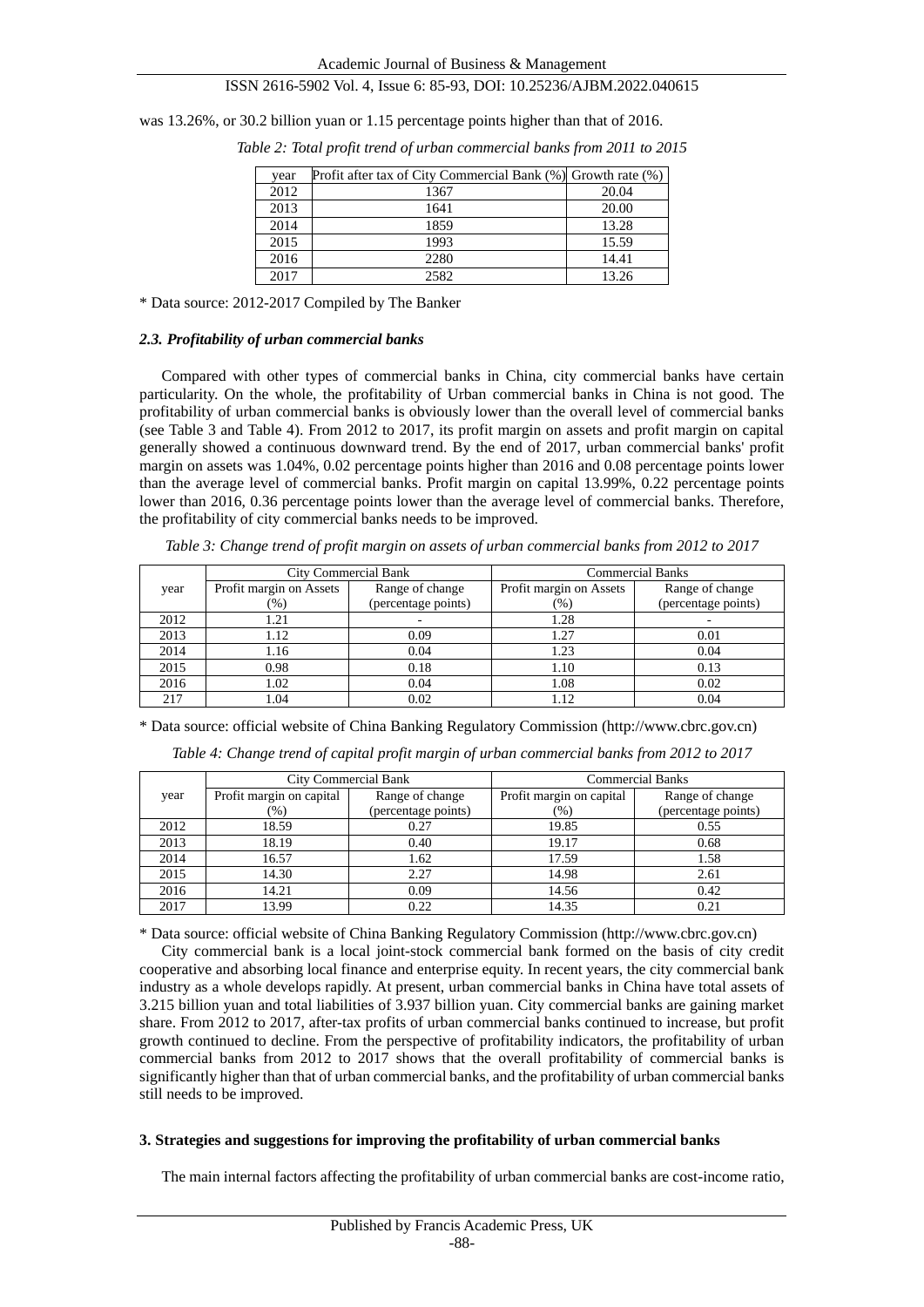was 13.26%, or 30.2 billion yuan or 1.15 percentage points higher than that of 2016.

*Table 2: Total profit trend of urban commercial banks from 2011 to 2015*

| year | Profit after tax of City Commercial Bank (%) | Growth rate (%) |
|---|---|---|
| 2012 | 1367 | 20.04 |
| 2013 | 1641 | 20.00 |
| 2014 | 1859 | 13.28 |
| 2015 | 1993 | 15.59 |
| 2016 | 2280 | 14.41 |
| 2017 | 2582 | 13.26 |

\* Data source: 2012-2017 Compiled by The Banker

### *2.3. Profitability of urban commercial banks*

Compared with other types of commercial banks in China, city commercial banks have certain particularity. On the whole, the profitability of Urban commercial banks in China is not good. The profitability of urban commercial banks is obviously lower than the overall level of commercial banks (see Table 3 and Table 4). From 2012 to 2017, its profit margin on assets and profit margin on capital generally showed a continuous downward trend. By the end of 2017, urban commercial banks' profit margin on assets was 1.04%, 0.02 percentage points higher than 2016 and 0.08 percentage points lower than the average level of commercial banks. Profit margin on capital 13.99%, 0.22 percentage points lower than 2016, 0.36 percentage points lower than the average level of commercial banks. Therefore, the profitability of city commercial banks needs to be improved.

*Table 3: Change trend of profit margin on assets of urban commercial banks from 2012 to 2017*

| year | City Commercial Bank | | Commercial Banks | |
|---|---|---|---|---|
| | Profit margin on Assets (%) | Range of change (percentage points) | Profit margin on Assets (%) | Range of change (percentage points) |
| 2012 | 1.21 | - | 1.28 | - |
| 2013 | 1.12 | 0.09 | 1.27 | 0.01 |
| 2014 | 1.16 | 0.04 | 1.23 | 0.04 |
| 2015 | 0.98 | 0.18 | 1.10 | 0.13 |
| 2016 | 1.02 | 0.04 | 1.08 | 0.02 |
| 217 | 1.04 | 0.02 | 1.12 | 0.04 |

\* Data source: official website of China Banking Regulatory Commission (http://www.cbrc.gov.cn)

*Table 4: Change trend of capital profit margin of urban commercial banks from 2012 to 2017*

| year | City Commercial Bank | | Commercial Banks | |
|---|---|---|---|---|
| | Profit margin on capital (%) | Range of change (percentage points) | Profit margin on capital (%) | Range of change (percentage points) |
| 2012 | 18.59 | 0.27 | 19.85 | 0.55 |
| 2013 | 18.19 | 0.40 | 19.17 | 0.68 |
| 2014 | 16.57 | 1.62 | 17.59 | 1.58 |
| 2015 | 14.30 | 2.27 | 14.98 | 2.61 |
| 2016 | 14.21 | 0.09 | 14.56 | 0.42 |
| 2017 | 13.99 | 0.22 | 14.35 | 0.21 |

\* Data source: official website of China Banking Regulatory Commission (http://www.cbrc.gov.cn)

City commercial bank is a local joint-stock commercial bank formed on the basis of city credit cooperative and absorbing local finance and enterprise equity. In recent years, the city commercial bank industry as a whole develops rapidly. At present, urban commercial banks in China have total assets of 3.215 billion yuan and total liabilities of 3.937 billion yuan. City commercial banks are gaining market share. From 2012 to 2017, after-tax profits of urban commercial banks continued to increase, but profit growth continued to decline. From the perspective of profitability indicators, the profitability of urban commercial banks from 2012 to 2017 shows that the overall profitability of commercial banks is significantly higher than that of urban commercial banks, and the profitability of urban commercial banks still needs to be improved.

## 3. Strategies and suggestions for improving the profitability of urban commercial banks

The main internal factors affecting the profitability of urban commercial banks are cost-income ratio,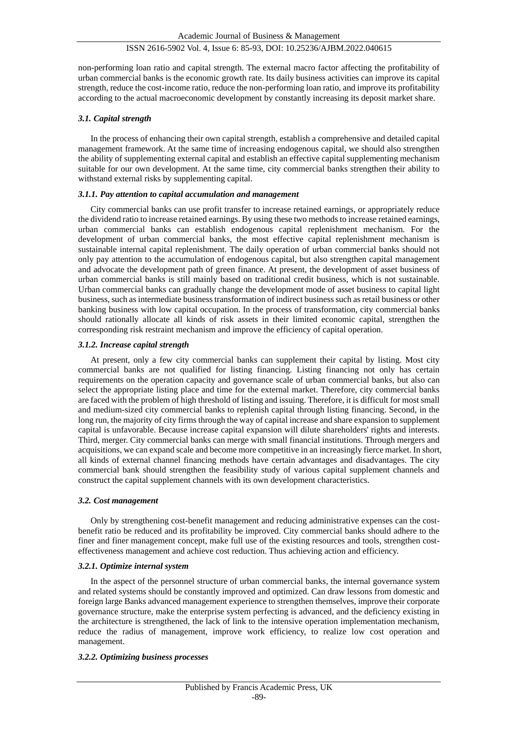non-performing loan ratio and capital strength. The external macro factor affecting the profitability of urban commercial banks is the economic growth rate. Its daily business activities can improve its capital strength, reduce the cost-income ratio, reduce the non-performing loan ratio, and improve its profitability according to the actual macroeconomic development by constantly increasing its deposit market share.

### *3.1. Capital strength*

In the process of enhancing their own capital strength, establish a comprehensive and detailed capital management framework. At the same time of increasing endogenous capital, we should also strengthen the ability of supplementing external capital and establish an effective capital supplementing mechanism suitable for our own development. At the same time, city commercial banks strengthen their ability to withstand external risks by supplementing capital.

#### *3.1.1. Pay attention to capital accumulation and management*

City commercial banks can use profit transfer to increase retained earnings, or appropriately reduce the dividend ratio to increase retained earnings. By using these two methods to increase retained earnings, urban commercial banks can establish endogenous capital replenishment mechanism. For the development of urban commercial banks, the most effective capital replenishment mechanism is sustainable internal capital replenishment. The daily operation of urban commercial banks should not only pay attention to the accumulation of endogenous capital, but also strengthen capital management and advocate the development path of green finance. At present, the development of asset business of urban commercial banks is still mainly based on traditional credit business, which is not sustainable. Urban commercial banks can gradually change the development mode of asset business to capital light business, such as intermediate business transformation of indirect business such as retail business or other banking business with low capital occupation. In the process of transformation, city commercial banks should rationally allocate all kinds of risk assets in their limited economic capital, strengthen the corresponding risk restraint mechanism and improve the efficiency of capital operation.

#### *3.1.2. Increase capital strength*

At present, only a few city commercial banks can supplement their capital by listing. Most city commercial banks are not qualified for listing financing. Listing financing not only has certain requirements on the operation capacity and governance scale of urban commercial banks, but also can select the appropriate listing place and time for the external market. Therefore, city commercial banks are faced with the problem of high threshold of listing and issuing. Therefore, it is difficult for most small and medium-sized city commercial banks to replenish capital through listing financing. Second, in the long run, the majority of city firms through the way of capital increase and share expansion to supplement capital is unfavorable. Because increase capital expansion will dilute shareholders' rights and interests. Third, merger. City commercial banks can merge with small financial institutions. Through mergers and acquisitions, we can expand scale and become more competitive in an increasingly fierce market. In short, all kinds of external channel financing methods have certain advantages and disadvantages. The city commercial bank should strengthen the feasibility study of various capital supplement channels and construct the capital supplement channels with its own development characteristics.

### *3.2. Cost management*

Only by strengthening cost-benefit management and reducing administrative expenses can the cost-benefit ratio be reduced and its profitability be improved. City commercial banks should adhere to the finer and finer management concept, make full use of the existing resources and tools, strengthen cost-effectiveness management and achieve cost reduction. Thus achieving action and efficiency.

#### *3.2.1. Optimize internal system*

In the aspect of the personnel structure of urban commercial banks, the internal governance system and related systems should be constantly improved and optimized. Can draw lessons from domestic and foreign large Banks advanced management experience to strengthen themselves, improve their corporate governance structure, make the enterprise system perfecting is advanced, and the deficiency existing in the architecture is strengthened, the lack of link to the intensive operation implementation mechanism, reduce the radius of management, improve work efficiency, to realize low cost operation and management.

#### *3.2.2. Optimizing business processes*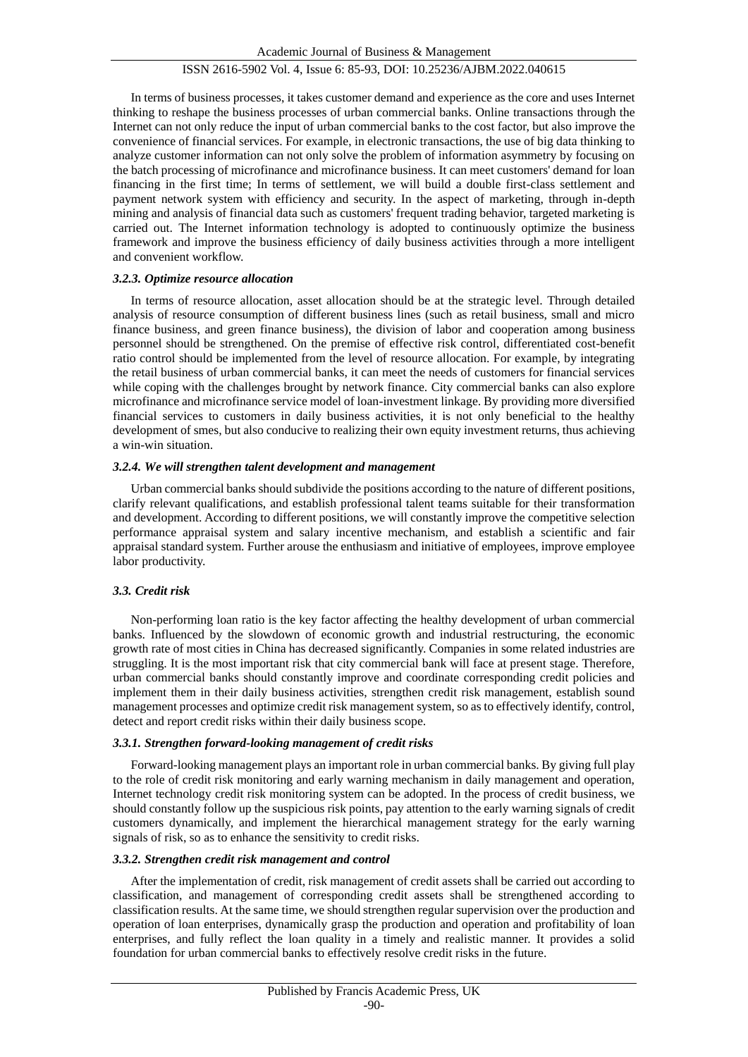In terms of business processes, it takes customer demand and experience as the core and uses Internet thinking to reshape the business processes of urban commercial banks. Online transactions through the Internet can not only reduce the input of urban commercial banks to the cost factor, but also improve the convenience of financial services. For example, in electronic transactions, the use of big data thinking to analyze customer information can not only solve the problem of information asymmetry by focusing on the batch processing of microfinance and microfinance business. It can meet customers' demand for loan financing in the first time; In terms of settlement, we will build a double first-class settlement and payment network system with efficiency and security. In the aspect of marketing, through in-depth mining and analysis of financial data such as customers' frequent trading behavior, targeted marketing is carried out. The Internet information technology is adopted to continuously optimize the business framework and improve the business efficiency of daily business activities through a more intelligent and convenient workflow.

#### *3.2.3. Optimize resource allocation*

In terms of resource allocation, asset allocation should be at the strategic level. Through detailed analysis of resource consumption of different business lines (such as retail business, small and micro finance business, and green finance business), the division of labor and cooperation among business personnel should be strengthened. On the premise of effective risk control, differentiated cost-benefit ratio control should be implemented from the level of resource allocation. For example, by integrating the retail business of urban commercial banks, it can meet the needs of customers for financial services while coping with the challenges brought by network finance. City commercial banks can also explore microfinance and microfinance service model of loan-investment linkage. By providing more diversified financial services to customers in daily business activities, it is not only beneficial to the healthy development of smes, but also conducive to realizing their own equity investment returns, thus achieving a win-win situation.

#### *3.2.4. We will strengthen talent development and management*

Urban commercial banks should subdivide the positions according to the nature of different positions, clarify relevant qualifications, and establish professional talent teams suitable for their transformation and development. According to different positions, we will constantly improve the competitive selection performance appraisal system and salary incentive mechanism, and establish a scientific and fair appraisal standard system. Further arouse the enthusiasm and initiative of employees, improve employee labor productivity.

### *3.3. Credit risk*

Non-performing loan ratio is the key factor affecting the healthy development of urban commercial banks. Influenced by the slowdown of economic growth and industrial restructuring, the economic growth rate of most cities in China has decreased significantly. Companies in some related industries are struggling. It is the most important risk that city commercial bank will face at present stage. Therefore, urban commercial banks should constantly improve and coordinate corresponding credit policies and implement them in their daily business activities, strengthen credit risk management, establish sound management processes and optimize credit risk management system, so as to effectively identify, control, detect and report credit risks within their daily business scope.

#### *3.3.1. Strengthen forward-looking management of credit risks*

Forward-looking management plays an important role in urban commercial banks. By giving full play to the role of credit risk monitoring and early warning mechanism in daily management and operation, Internet technology credit risk monitoring system can be adopted. In the process of credit business, we should constantly follow up the suspicious risk points, pay attention to the early warning signals of credit customers dynamically, and implement the hierarchical management strategy for the early warning signals of risk, so as to enhance the sensitivity to credit risks.

#### *3.3.2. Strengthen credit risk management and control*

After the implementation of credit, risk management of credit assets shall be carried out according to classification, and management of corresponding credit assets shall be strengthened according to classification results. At the same time, we should strengthen regular supervision over the production and operation of loan enterprises, dynamically grasp the production and operation and profitability of loan enterprises, and fully reflect the loan quality in a timely and realistic manner. It provides a solid foundation for urban commercial banks to effectively resolve credit risks in the future.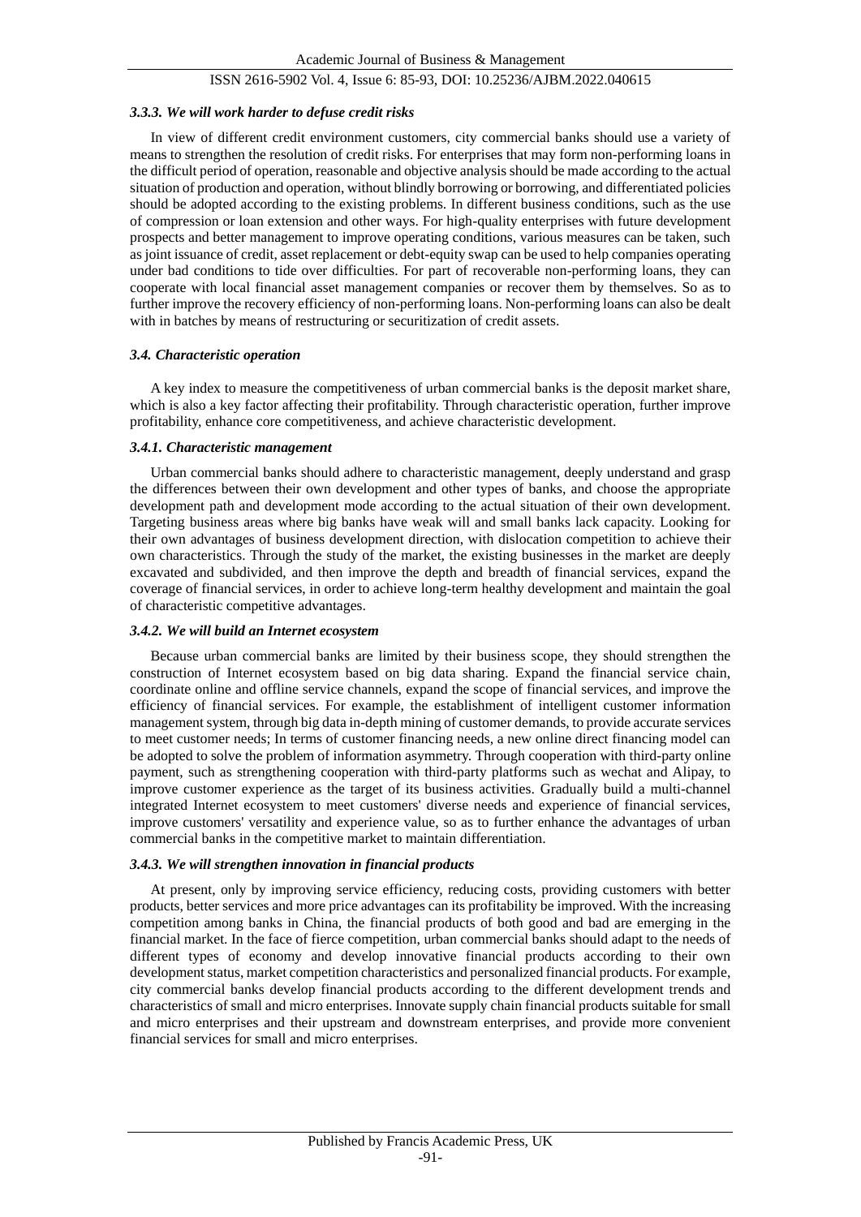### *3.3.3. We will work harder to defuse credit risks*

In view of different credit environment customers, city commercial banks should use a variety of means to strengthen the resolution of credit risks. For enterprises that may form non-performing loans in the difficult period of operation, reasonable and objective analysis should be made according to the actual situation of production and operation, without blindly borrowing or borrowing, and differentiated policies should be adopted according to the existing problems. In different business conditions, such as the use of compression or loan extension and other ways. For high-quality enterprises with future development prospects and better management to improve operating conditions, various measures can be taken, such as joint issuance of credit, asset replacement or debt-equity swap can be used to help companies operating under bad conditions to tide over difficulties. For part of recoverable non-performing loans, they can cooperate with local financial asset management companies or recover them by themselves. So as to further improve the recovery efficiency of non-performing loans. Non-performing loans can also be dealt with in batches by means of restructuring or securitization of credit assets.

## *3.4. Characteristic operation*

A key index to measure the competitiveness of urban commercial banks is the deposit market share, which is also a key factor affecting their profitability. Through characteristic operation, further improve profitability, enhance core competitiveness, and achieve characteristic development.

### *3.4.1. Characteristic management*

Urban commercial banks should adhere to characteristic management, deeply understand and grasp the differences between their own development and other types of banks, and choose the appropriate development path and development mode according to the actual situation of their own development. Targeting business areas where big banks have weak will and small banks lack capacity. Looking for their own advantages of business development direction, with dislocation competition to achieve their own characteristics. Through the study of the market, the existing businesses in the market are deeply excavated and subdivided, and then improve the depth and breadth of financial services, expand the coverage of financial services, in order to achieve long-term healthy development and maintain the goal of characteristic competitive advantages.

### *3.4.2. We will build an Internet ecosystem*

Because urban commercial banks are limited by their business scope, they should strengthen the construction of Internet ecosystem based on big data sharing. Expand the financial service chain, coordinate online and offline service channels, expand the scope of financial services, and improve the efficiency of financial services. For example, the establishment of intelligent customer information management system, through big data in-depth mining of customer demands, to provide accurate services to meet customer needs; In terms of customer financing needs, a new online direct financing model can be adopted to solve the problem of information asymmetry. Through cooperation with third-party online payment, such as strengthening cooperation with third-party platforms such as wechat and Alipay, to improve customer experience as the target of its business activities. Gradually build a multi-channel integrated Internet ecosystem to meet customers' diverse needs and experience of financial services, improve customers' versatility and experience value, so as to further enhance the advantages of urban commercial banks in the competitive market to maintain differentiation.

### *3.4.3. We will strengthen innovation in financial products*

At present, only by improving service efficiency, reducing costs, providing customers with better products, better services and more price advantages can its profitability be improved. With the increasing competition among banks in China, the financial products of both good and bad are emerging in the financial market. In the face of fierce competition, urban commercial banks should adapt to the needs of different types of economy and develop innovative financial products according to their own development status, market competition characteristics and personalized financial products. For example, city commercial banks develop financial products according to the different development trends and characteristics of small and micro enterprises. Innovate supply chain financial products suitable for small and micro enterprises and their upstream and downstream enterprises, and provide more convenient financial services for small and micro enterprises.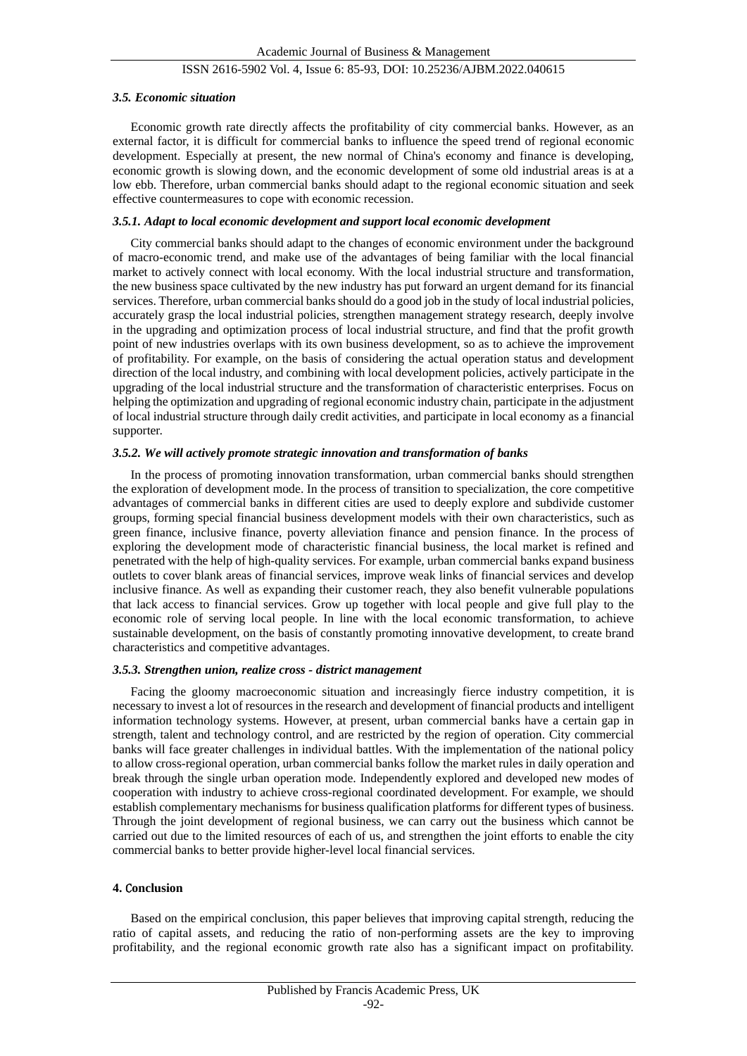### *3.5. Economic situation*

Economic growth rate directly affects the profitability of city commercial banks. However, as an external factor, it is difficult for commercial banks to influence the speed trend of regional economic development. Especially at present, the new normal of China's economy and finance is developing, economic growth is slowing down, and the economic development of some old industrial areas is at a low ebb. Therefore, urban commercial banks should adapt to the regional economic situation and seek effective countermeasures to cope with economic recession.

#### *3.5.1. Adapt to local economic development and support local economic development*

City commercial banks should adapt to the changes of economic environment under the background of macro-economic trend, and make use of the advantages of being familiar with the local financial market to actively connect with local economy. With the local industrial structure and transformation, the new business space cultivated by the new industry has put forward an urgent demand for its financial services. Therefore, urban commercial banks should do a good job in the study of local industrial policies, accurately grasp the local industrial policies, strengthen management strategy research, deeply involve in the upgrading and optimization process of local industrial structure, and find that the profit growth point of new industries overlaps with its own business development, so as to achieve the improvement of profitability. For example, on the basis of considering the actual operation status and development direction of the local industry, and combining with local development policies, actively participate in the upgrading of the local industrial structure and the transformation of characteristic enterprises. Focus on helping the optimization and upgrading of regional economic industry chain, participate in the adjustment of local industrial structure through daily credit activities, and participate in local economy as a financial supporter.

#### *3.5.2. We will actively promote strategic innovation and transformation of banks*

In the process of promoting innovation transformation, urban commercial banks should strengthen the exploration of development mode. In the process of transition to specialization, the core competitive advantages of commercial banks in different cities are used to deeply explore and subdivide customer groups, forming special financial business development models with their own characteristics, such as green finance, inclusive finance, poverty alleviation finance and pension finance. In the process of exploring the development mode of characteristic financial business, the local market is refined and penetrated with the help of high-quality services. For example, urban commercial banks expand business outlets to cover blank areas of financial services, improve weak links of financial services and develop inclusive finance. As well as expanding their customer reach, they also benefit vulnerable populations that lack access to financial services. Grow up together with local people and give full play to the economic role of serving local people. In line with the local economic transformation, to achieve sustainable development, on the basis of constantly promoting innovative development, to create brand characteristics and competitive advantages.

#### *3.5.3. Strengthen union, realize cross - district management*

Facing the gloomy macroeconomic situation and increasingly fierce industry competition, it is necessary to invest a lot of resources in the research and development of financial products and intelligent information technology systems. However, at present, urban commercial banks have a certain gap in strength, talent and technology control, and are restricted by the region of operation. City commercial banks will face greater challenges in individual battles. With the implementation of the national policy to allow cross-regional operation, urban commercial banks follow the market rules in daily operation and break through the single urban operation mode. Independently explored and developed new modes of cooperation with industry to achieve cross-regional coordinated development. For example, we should establish complementary mechanisms for business qualification platforms for different types of business. Through the joint development of regional business, we can carry out the business which cannot be carried out due to the limited resources of each of us, and strengthen the joint efforts to enable the city commercial banks to better provide higher-level local financial services.

## 4. Conclusion

Based on the empirical conclusion, this paper believes that improving capital strength, reducing the ratio of capital assets, and reducing the ratio of non-performing assets are the key to improving profitability, and the regional economic growth rate also has a significant impact on profitability.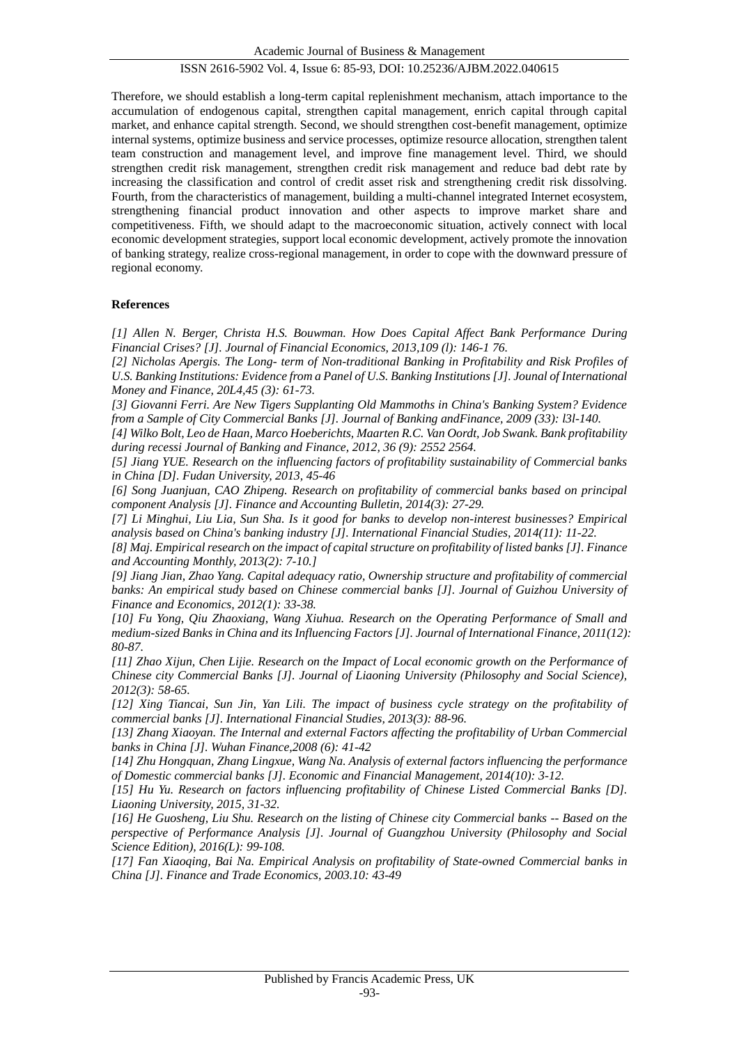Therefore, we should establish a long-term capital replenishment mechanism, attach importance to the accumulation of endogenous capital, strengthen capital management, enrich capital through capital market, and enhance capital strength. Second, we should strengthen cost-benefit management, optimize internal systems, optimize business and service processes, optimize resource allocation, strengthen talent team construction and management level, and improve fine management level. Third, we should strengthen credit risk management, strengthen credit risk management and reduce bad debt rate by increasing the classification and control of credit asset risk and strengthening credit risk dissolving. Fourth, from the characteristics of management, building a multi-channel integrated Internet ecosystem, strengthening financial product innovation and other aspects to improve market share and competitiveness. Fifth, we should adapt to the macroeconomic situation, actively connect with local economic development strategies, support local economic development, actively promote the innovation of banking strategy, realize cross-regional management, in order to cope with the downward pressure of regional economy.

**References**

*[1] Allen N. Berger, Christa H.S. Bouwman. How Does Capital Affect Bank Performance During Financial Crises? [J]. Journal of Financial Economics, 2013,109 (l): 146-1 76.*

*[2] Nicholas Apergis. The Long- term of Non-traditional Banking in Profitability and Risk Profiles of U.S. Banking Institutions: Evidence from a Panel of U.S. Banking Institutions [J]. Jounal of International Money and Finance, 20L4,45 (3): 61-73.*

*[3] Giovanni Ferri. Are New Tigers Supplanting Old Mammoths in China's Banking System? Evidence from a Sample of City Commercial Banks [J]. Journal of Banking andFinance, 2009 (33): l3l-140.*

*[4] Wilko Bolt, Leo de Haan, Marco Hoeberichts, Maarten R.C. Van Oordt, Job Swank. Bank profitability during recessi Journal of Banking and Finance, 2012, 36 (9): 2552 2564.*

*[5] Jiang YUE. Research on the influencing factors of profitability sustainability of Commercial banks in China [D]. Fudan University, 2013, 45-46*

*[6] Song Juanjuan, CAO Zhipeng. Research on profitability of commercial banks based on principal component Analysis [J]. Finance and Accounting Bulletin, 2014(3): 27-29.*

*[7] Li Minghui, Liu Lia, Sun Sha. Is it good for banks to develop non-interest businesses? Empirical analysis based on China's banking industry [J]. International Financial Studies, 2014(11): 11-22.*

*[8] Maj. Empirical research on the impact of capital structure on profitability of listed banks [J]. Finance and Accounting Monthly, 2013(2): 7-10.]*

*[9] Jiang Jian, Zhao Yang. Capital adequacy ratio, Ownership structure and profitability of commercial banks: An empirical study based on Chinese commercial banks [J]. Journal of Guizhou University of Finance and Economics, 2012(1): 33-38.*

*[10] Fu Yong, Qiu Zhaoxiang, Wang Xiuhua. Research on the Operating Performance of Small and medium-sized Banks in China and its Influencing Factors [J]. Journal of International Finance, 2011(12): 80-87.*

*[11] Zhao Xijun, Chen Lijie. Research on the Impact of Local economic growth on the Performance of Chinese city Commercial Banks [J]. Journal of Liaoning University (Philosophy and Social Science), 2012(3): 58-65.*

*[12] Xing Tiancai, Sun Jin, Yan Lili. The impact of business cycle strategy on the profitability of commercial banks [J]. International Financial Studies, 2013(3): 88-96.*

*[13] Zhang Xiaoyan. The Internal and external Factors affecting the profitability of Urban Commercial banks in China [J]. Wuhan Finance,2008 (6): 41-42*

*[14] Zhu Hongquan, Zhang Lingxue, Wang Na. Analysis of external factors influencing the performance of Domestic commercial banks [J]. Economic and Financial Management, 2014(10): 3-12.*

*[15] Hu Yu. Research on factors influencing profitability of Chinese Listed Commercial Banks [D]. Liaoning University, 2015, 31-32.*

*[16] He Guosheng, Liu Shu. Research on the listing of Chinese city Commercial banks -- Based on the perspective of Performance Analysis [J]. Journal of Guangzhou University (Philosophy and Social Science Edition), 2016(L): 99-108.*

*[17] Fan Xiaoqing, Bai Na. Empirical Analysis on profitability of State-owned Commercial banks in China [J]. Finance and Trade Economics, 2003.10: 43-49*